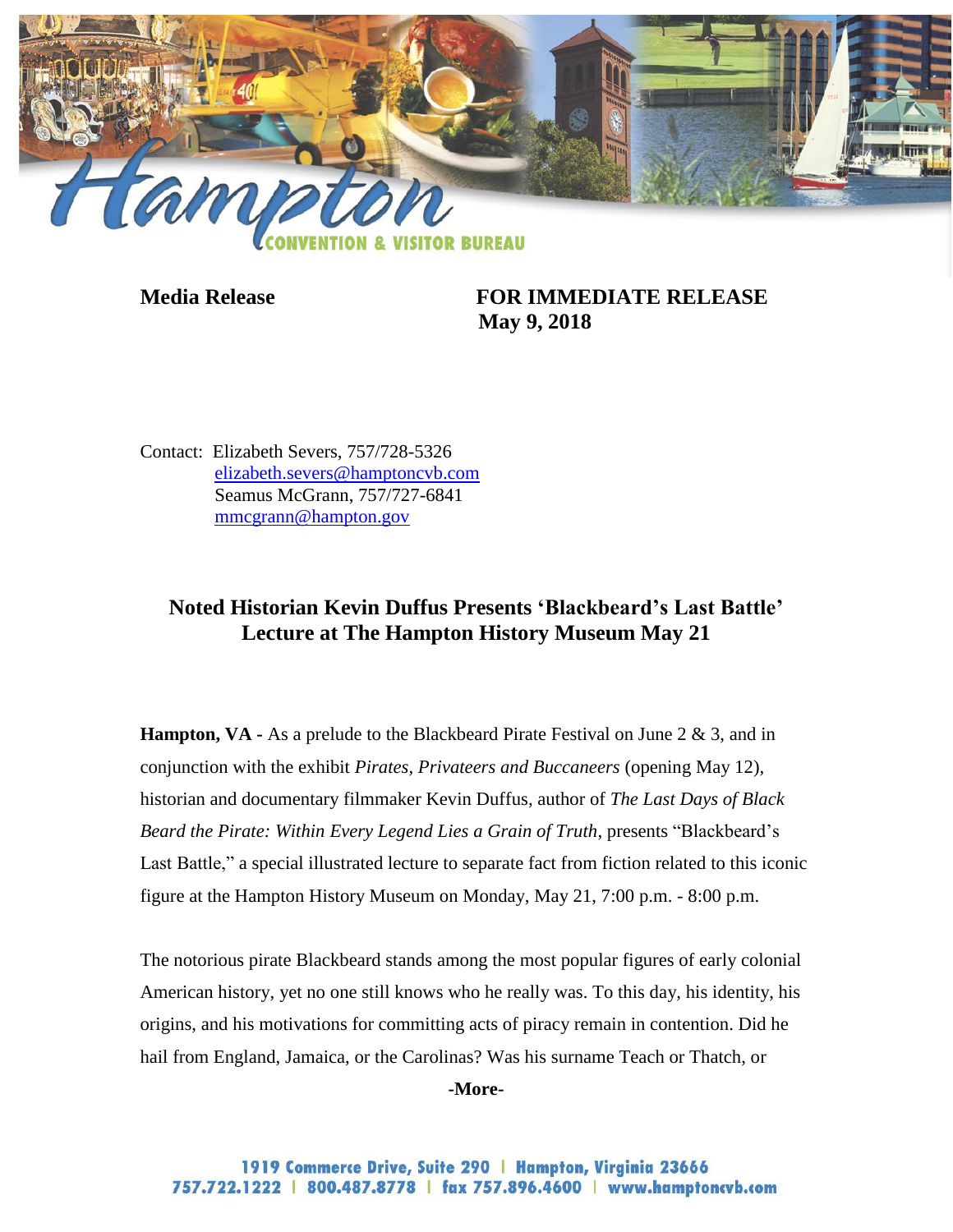Hampton CONVENTION & VISITOR BUREAU

**Media Release** **FOR IMMEDIATE RELEASE**
**May 9, 2018**

Contact: Elizabeth Severs, 757/728-5326
elizabeth.severs@hamptoncvb.com
Seamus McGrann, 757/727-6841
mmcgrann@hampton.gov

## Noted Historian Kevin Duffus Presents 'Blackbeard's Last Battle' Lecture at The Hampton History Museum May 21

**Hampton, VA -** As a prelude to the Blackbeard Pirate Festival on June 2 & 3, and in conjunction with the exhibit *Pirates, Privateers and Buccaneers* (opening May 12), historian and documentary filmmaker Kevin Duffus, author of *The Last Days of Black Beard the Pirate: Within Every Legend Lies a Grain of Truth*, presents "Blackbeard's Last Battle," a special illustrated lecture to separate fact from fiction related to this iconic figure at the Hampton History Museum on Monday, May 21, 7:00 p.m. - 8:00 p.m.

The notorious pirate Blackbeard stands among the most popular figures of early colonial American history, yet no one still knows who he really was. To this day, his identity, his origins, and his motivations for committing acts of piracy remain in contention. Did he hail from England, Jamaica, or the Carolinas? Was his surname Teach or Thatch, or

**-More-**

1919 Commerce Drive, Suite 290 | Hampton, Virginia 23666
757.722.1222 | 800.487.8778 | fax 757.896.4600 | www.hamptoncvb.com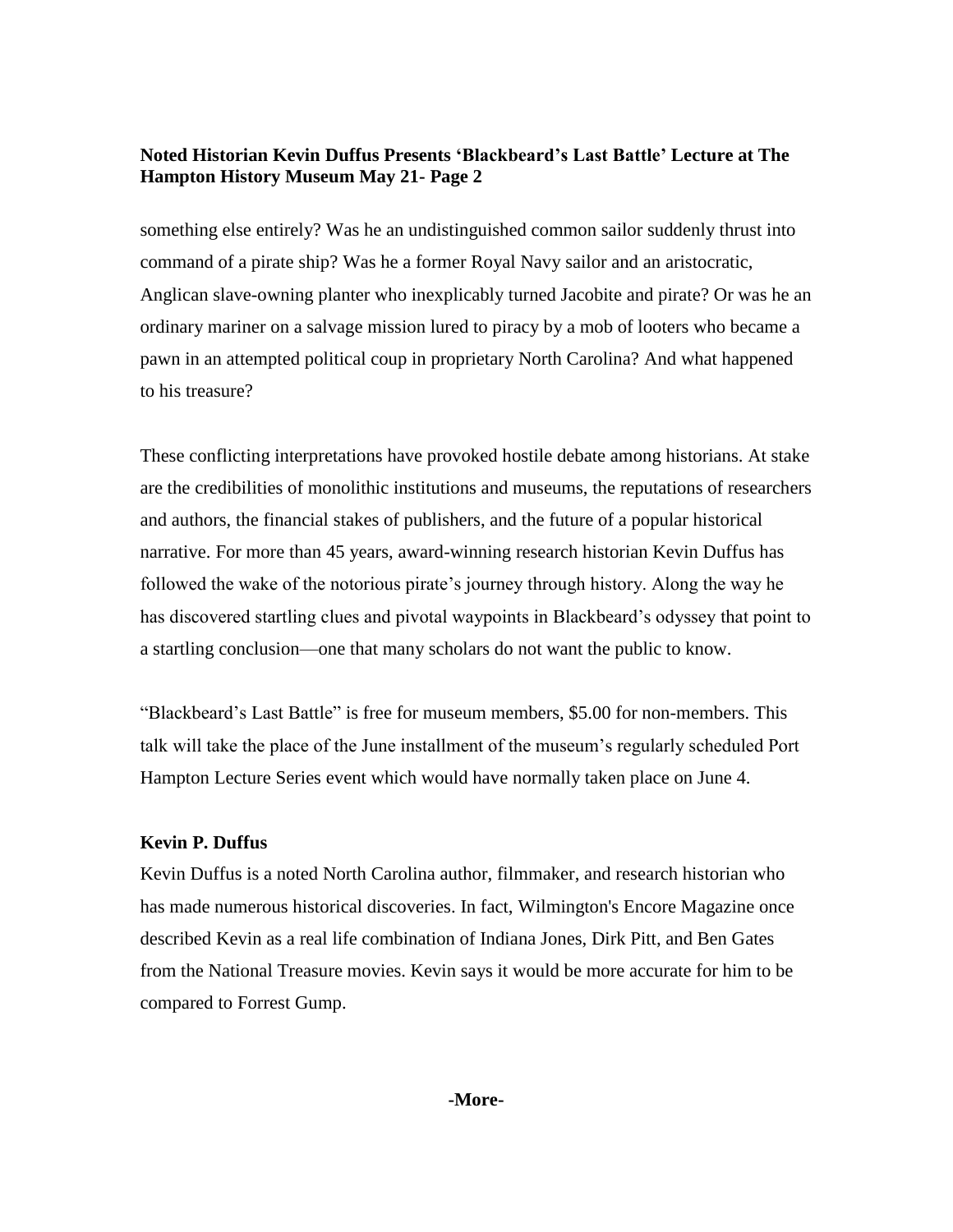something else entirely? Was he an undistinguished common sailor suddenly thrust into command of a pirate ship? Was he a former Royal Navy sailor and an aristocratic, Anglican slave-owning planter who inexplicably turned Jacobite and pirate? Or was he an ordinary mariner on a salvage mission lured to piracy by a mob of looters who became a pawn in an attempted political coup in proprietary North Carolina? And what happened to his treasure?

These conflicting interpretations have provoked hostile debate among historians. At stake are the credibilities of monolithic institutions and museums, the reputations of researchers and authors, the financial stakes of publishers, and the future of a popular historical narrative. For more than 45 years, award-winning research historian Kevin Duffus has followed the wake of the notorious pirate's journey through history. Along the way he has discovered startling clues and pivotal waypoints in Blackbeard's odyssey that point to a startling conclusion—one that many scholars do not want the public to know.

"Blackbeard's Last Battle" is free for museum members, $5.00 for non-members. This talk will take the place of the June installment of the museum's regularly scheduled Port Hampton Lecture Series event which would have normally taken place on June 4.

**Kevin P. Duffus**

Kevin Duffus is a noted North Carolina author, filmmaker, and research historian who has made numerous historical discoveries. In fact, Wilmington's Encore Magazine once described Kevin as a real life combination of Indiana Jones, Dirk Pitt, and Ben Gates from the National Treasure movies. Kevin says it would be more accurate for him to be compared to Forrest Gump.

**-More-**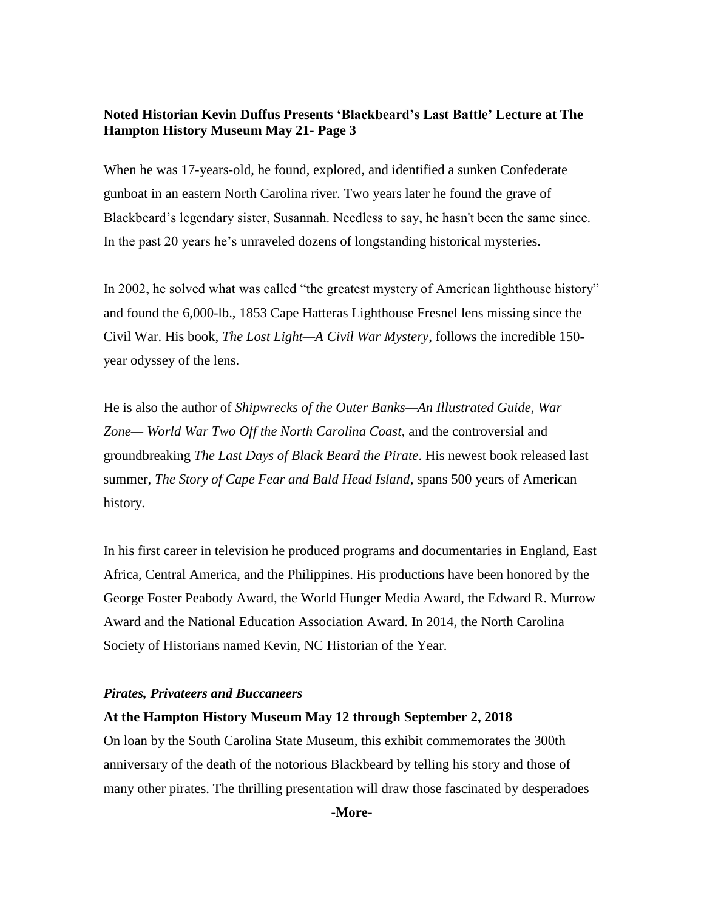When he was 17-years-old, he found, explored, and identified a sunken Confederate gunboat in an eastern North Carolina river. Two years later he found the grave of Blackbeard's legendary sister, Susannah. Needless to say, he hasn't been the same since. In the past 20 years he's unraveled dozens of longstanding historical mysteries.

In 2002, he solved what was called "the greatest mystery of American lighthouse history" and found the 6,000-lb., 1853 Cape Hatteras Lighthouse Fresnel lens missing since the Civil War. His book, *The Lost Light—A Civil War Mystery*, follows the incredible 150-year odyssey of the lens.

He is also the author of *Shipwrecks of the Outer Banks—An Illustrated Guide*, *War Zone— World War Two Off the North Carolina Coast*, and the controversial and groundbreaking *The Last Days of Black Beard the Pirate*. His newest book released last summer, *The Story of Cape Fear and Bald Head Island*, spans 500 years of American history.

In his first career in television he produced programs and documentaries in England, East Africa, Central America, and the Philippines. His productions have been honored by the George Foster Peabody Award, the World Hunger Media Award, the Edward R. Murrow Award and the National Education Association Award. In 2014, the North Carolina Society of Historians named Kevin, NC Historian of the Year.

***Pirates, Privateers and Buccaneers***

**At the Hampton History Museum May 12 through September 2, 2018**

On loan by the South Carolina State Museum, this exhibit commemorates the 300th anniversary of the death of the notorious Blackbeard by telling his story and those of many other pirates. The thrilling presentation will draw those fascinated by desperadoes

**-More-**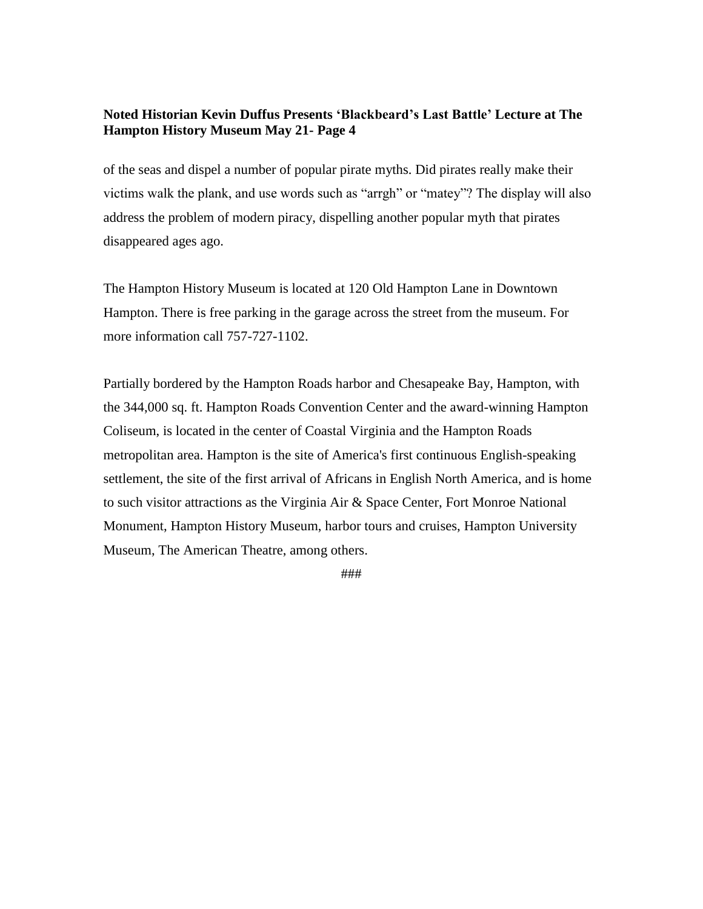of the seas and dispel a number of popular pirate myths. Did pirates really make their victims walk the plank, and use words such as "arrgh" or "matey"? The display will also address the problem of modern piracy, dispelling another popular myth that pirates disappeared ages ago.

The Hampton History Museum is located at 120 Old Hampton Lane in Downtown Hampton. There is free parking in the garage across the street from the museum. For more information call 757-727-1102.

Partially bordered by the Hampton Roads harbor and Chesapeake Bay, Hampton, with the 344,000 sq. ft. Hampton Roads Convention Center and the award-winning Hampton Coliseum, is located in the center of Coastal Virginia and the Hampton Roads metropolitan area. Hampton is the site of America's first continuous English-speaking settlement, the site of the first arrival of Africans in English North America, and is home to such visitor attractions as the Virginia Air & Space Center, Fort Monroe National Monument, Hampton History Museum, harbor tours and cruises, Hampton University Museum, The American Theatre, among others.

###